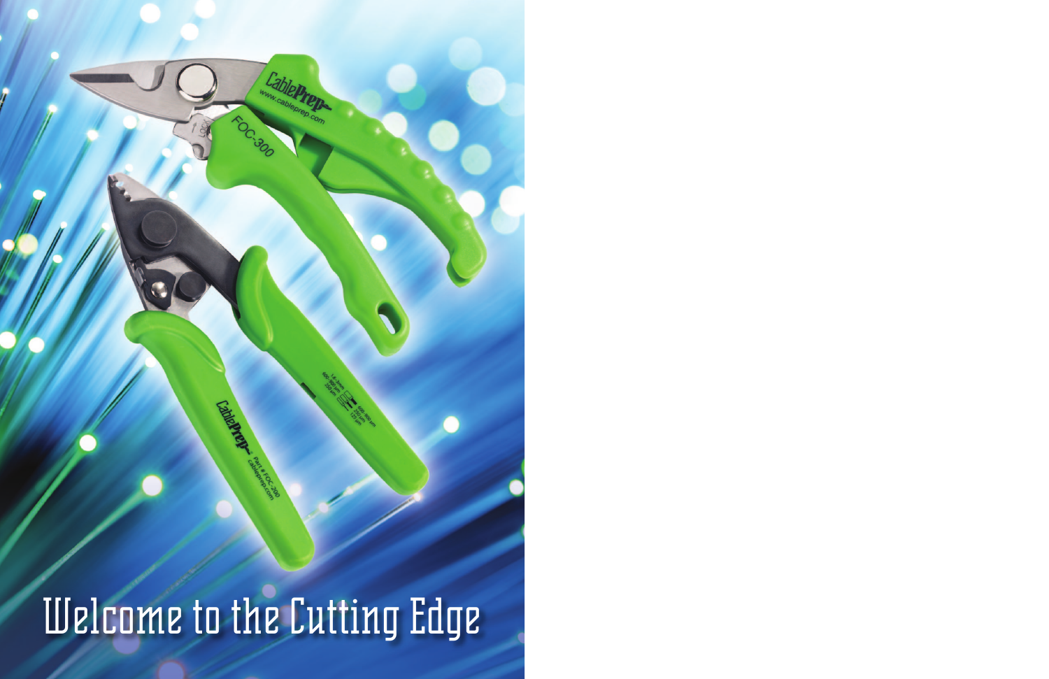# Welcome to the Cutting Edge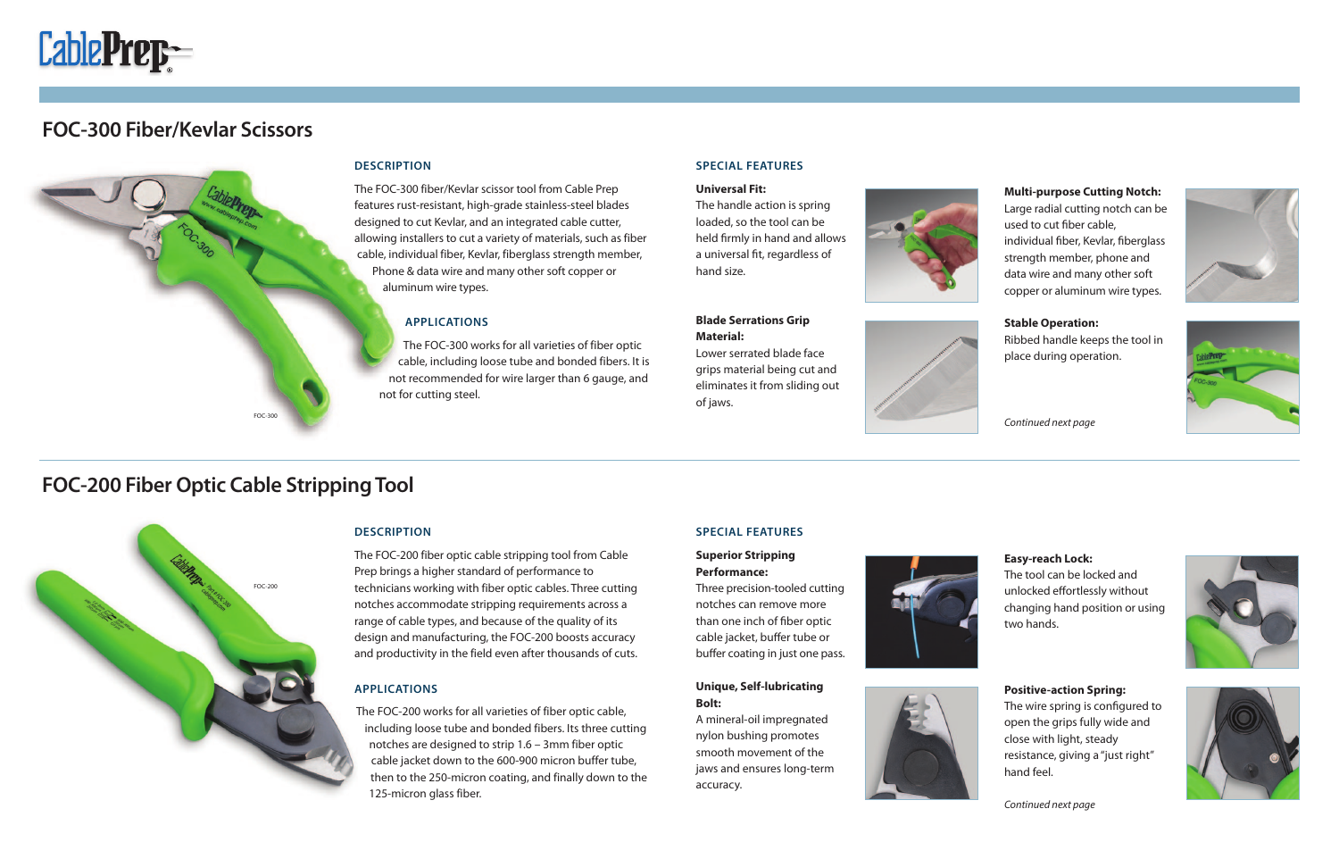# FOC-300 Fiber/Kevlar Scissors

### DESCRIPTION

The FOC-300 fiber/Kevlar scissor tool from Cable Prep features rust-resistant, high-grade stainless-steel blades designed to cut Kevlar, and an integrated cable cutter, allowing installers to cut a variety of materials, such as fiber cable, individual fiber, Kevlar, fiberglass strength member, Phone & data wire and many other soft copper or aluminum wire types.

### APPLICATIONS

The FOC-300 works for all varieties of fiber optic cable, including loose tube and bonded fibers. It is not recommended for wire larger than 6 gauge, and not for cutting steel.

### SPECIAL FEATURES

**Universal Fit:**
The handle action is spring loaded, so the tool can be held firmly in hand and allows a universal fit, regardless of hand size.

**Blade Serrations Grip Material:**
Lower serrated blade face grips material being cut and eliminates it from sliding out of jaws.

**Multi-purpose Cutting Notch:**
Large radial cutting notch can be used to cut fiber cable, individual fiber, Kevlar, fiberglass strength member, phone and data wire and many other soft copper or aluminum wire types.

**Stable Operation:**
Ribbed handle keeps the tool in place during operation.

*Continued next page*

# FOC-200 Fiber Optic Cable Stripping Tool

### DESCRIPTION

The FOC-200 fiber optic cable stripping tool from Cable Prep brings a higher standard of performance to technicians working with fiber optic cables. Three cutting notches accommodate stripping requirements across a range of cable types, and because of the quality of its design and manufacturing, the FOC-200 boosts accuracy and productivity in the field even after thousands of cuts.

### APPLICATIONS

The FOC-200 works for all varieties of fiber optic cable, including loose tube and bonded fibers. Its three cutting notches are designed to strip 1.6 – 3mm fiber optic cable jacket down to the 600-900 micron buffer tube, then to the 250-micron coating, and finally down to the 125-micron glass fiber.

### SPECIAL FEATURES

**Superior Stripping Performance:**
Three precision-tooled cutting notches can remove more than one inch of fiber optic cable jacket, buffer tube or buffer coating in just one pass.

**Unique, Self-lubricating Bolt:**
A mineral-oil impregnated nylon bushing promotes smooth movement of the jaws and ensures long-term accuracy.

**Easy-reach Lock:**
The tool can be locked and unlocked effortlessly without changing hand position or using two hands.

**Positive-action Spring:**
The wire spring is configured to open the grips fully wide and close with light, steady resistance, giving a "just right" hand feel.

*Continued next page*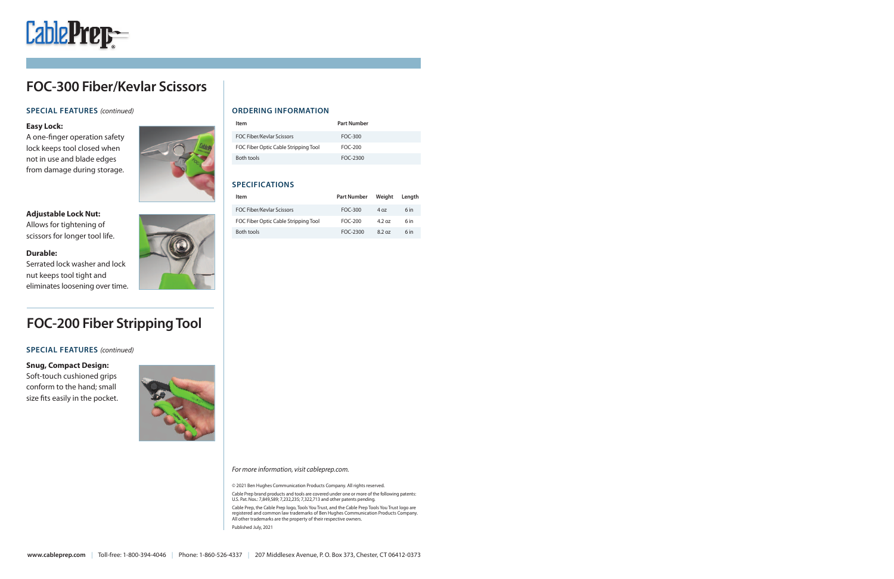# FOC-300 Fiber/Kevlar Scissors

### SPECIAL FEATURES *(continued)*

**Easy Lock:**
A one-finger operation safety lock keeps tool closed when not in use and blade edges from damage during storage.

**Adjustable Lock Nut:**
Allows for tightening of scissors for longer tool life.

**Durable:**
Serrated lock washer and lock nut keeps tool tight and eliminates loosening over time.

# FOC-200 Fiber Stripping Tool

### SPECIAL FEATURES *(continued)*

**Snug, Compact Design:**
Soft-touch cushioned grips conform to the hand; small size fits easily in the pocket.

### ORDERING INFORMATION

| Item | Part Number |
|---|---|
| FOC Fiber/Kevlar Scissors | FOC-300 |
| FOC Fiber Optic Cable Stripping Tool | FOC-200 |
| Both tools | FOC-2300 |

### SPECIFICATIONS

| Item | Part Number | Weight | Length |
|---|---|---|---|
| FOC Fiber/Kevlar Scissors | FOC-300 | 4 oz | 6 in |
| FOC Fiber Optic Cable Stripping Tool | FOC-200 | 4.2 oz | 6 in |
| Both tools | FOC-2300 | 8.2 oz | 6 in |

*For more information, visit cableprep.com.*

© 2021 Ben Hughes Communication Products Company. All rights reserved.

Cable Prep brand products and tools are covered under one or more of the following patents: U.S. Pat. Nos.: 7,849,589; 7,232,235; 7,322,713 and other patents pending.

Cable Prep, the Cable Prep logo, Tools You Trust, and the Cable Prep Tools You Trust logo are registered and common law trademarks of Ben Hughes Communication Products Company. All other trademarks are the property of their respective owners.

Published July, 2021

**www.cableprep.com** | Toll-free: 1-800-394-4046 | Phone: 1-860-526-4337 | 207 Middlesex Avenue, P. O. Box 373, Chester, CT 06412-0373